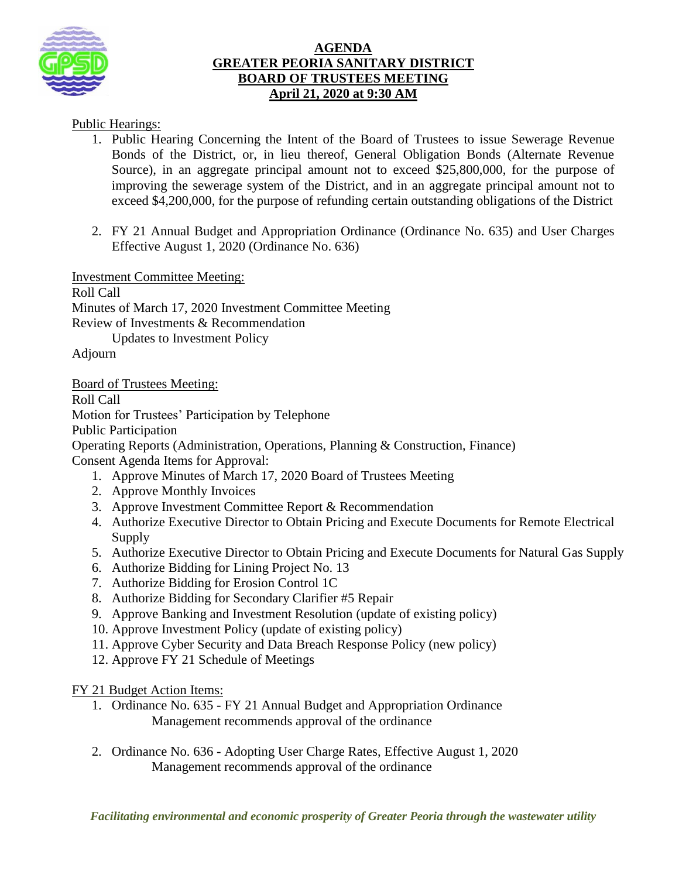# AGENDA
# GREATER PEORIA SANITARY DISTRICT
# BOARD OF TRUSTEES MEETING
# April 21, 2020 at 9:30 AM

Public Hearings:

1. Public Hearing Concerning the Intent of the Board of Trustees to issue Sewerage Revenue Bonds of the District, or, in lieu thereof, General Obligation Bonds (Alternate Revenue Source), in an aggregate principal amount not to exceed $25,800,000, for the purpose of improving the sewerage system of the District, and in an aggregate principal amount not to exceed $4,200,000, for the purpose of refunding certain outstanding obligations of the District

2. FY 21 Annual Budget and Appropriation Ordinance (Ordinance No. 635) and User Charges Effective August 1, 2020 (Ordinance No. 636)

Investment Committee Meeting:

Roll Call
Minutes of March 17, 2020 Investment Committee Meeting
Review of Investments & Recommendation
Updates to Investment Policy
Adjourn

Board of Trustees Meeting:

Roll Call
Motion for Trustees' Participation by Telephone
Public Participation
Operating Reports (Administration, Operations, Planning & Construction, Finance)
Consent Agenda Items for Approval:

1. Approve Minutes of March 17, 2020 Board of Trustees Meeting
2. Approve Monthly Invoices
3. Approve Investment Committee Report & Recommendation
4. Authorize Executive Director to Obtain Pricing and Execute Documents for Remote Electrical Supply
5. Authorize Executive Director to Obtain Pricing and Execute Documents for Natural Gas Supply
6. Authorize Bidding for Lining Project No. 13
7. Authorize Bidding for Erosion Control 1C
8. Authorize Bidding for Secondary Clarifier #5 Repair
9. Approve Banking and Investment Resolution (update of existing policy)
10. Approve Investment Policy (update of existing policy)
11. Approve Cyber Security and Data Breach Response Policy (new policy)
12. Approve FY 21 Schedule of Meetings

FY 21 Budget Action Items:

1. Ordinance No. 635 - FY 21 Annual Budget and Appropriation Ordinance
   Management recommends approval of the ordinance

2. Ordinance No. 636 - Adopting User Charge Rates, Effective August 1, 2020
   Management recommends approval of the ordinance

*Facilitating environmental and economic prosperity of Greater Peoria through the wastewater utility*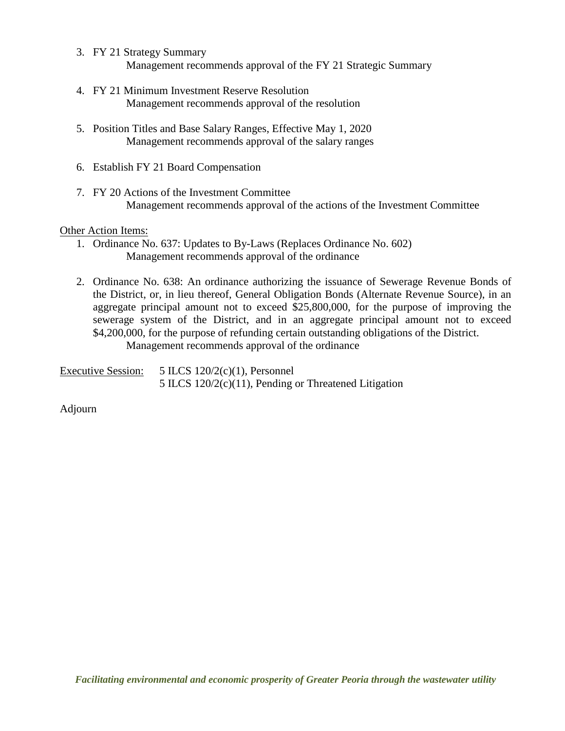3. FY 21 Strategy Summary

   Management recommends approval of the FY 21 Strategic Summary

4. FY 21 Minimum Investment Reserve Resolution

   Management recommends approval of the resolution

5. Position Titles and Base Salary Ranges, Effective May 1, 2020

   Management recommends approval of the salary ranges

6. Establish FY 21 Board Compensation

7. FY 20 Actions of the Investment Committee

   Management recommends approval of the actions of the Investment Committee

<u>Other Action Items:</u>

1. Ordinance No. 637: Updates to By-Laws (Replaces Ordinance No. 602)

   Management recommends approval of the ordinance

2. Ordinance No. 638: An ordinance authorizing the issuance of Sewerage Revenue Bonds of the District, or, in lieu thereof, General Obligation Bonds (Alternate Revenue Source), in an aggregate principal amount not to exceed $25,800,000, for the purpose of improving the sewerage system of the District, and in an aggregate principal amount not to exceed $4,200,000, for the purpose of refunding certain outstanding obligations of the District.

   Management recommends approval of the ordinance

<u>Executive Session:</u> 5 ILCS 120/2(c)(1), Personnel
5 ILCS 120/2(c)(11), Pending or Threatened Litigation

Adjourn

***Facilitating environmental and economic prosperity of Greater Peoria through the wastewater utility***